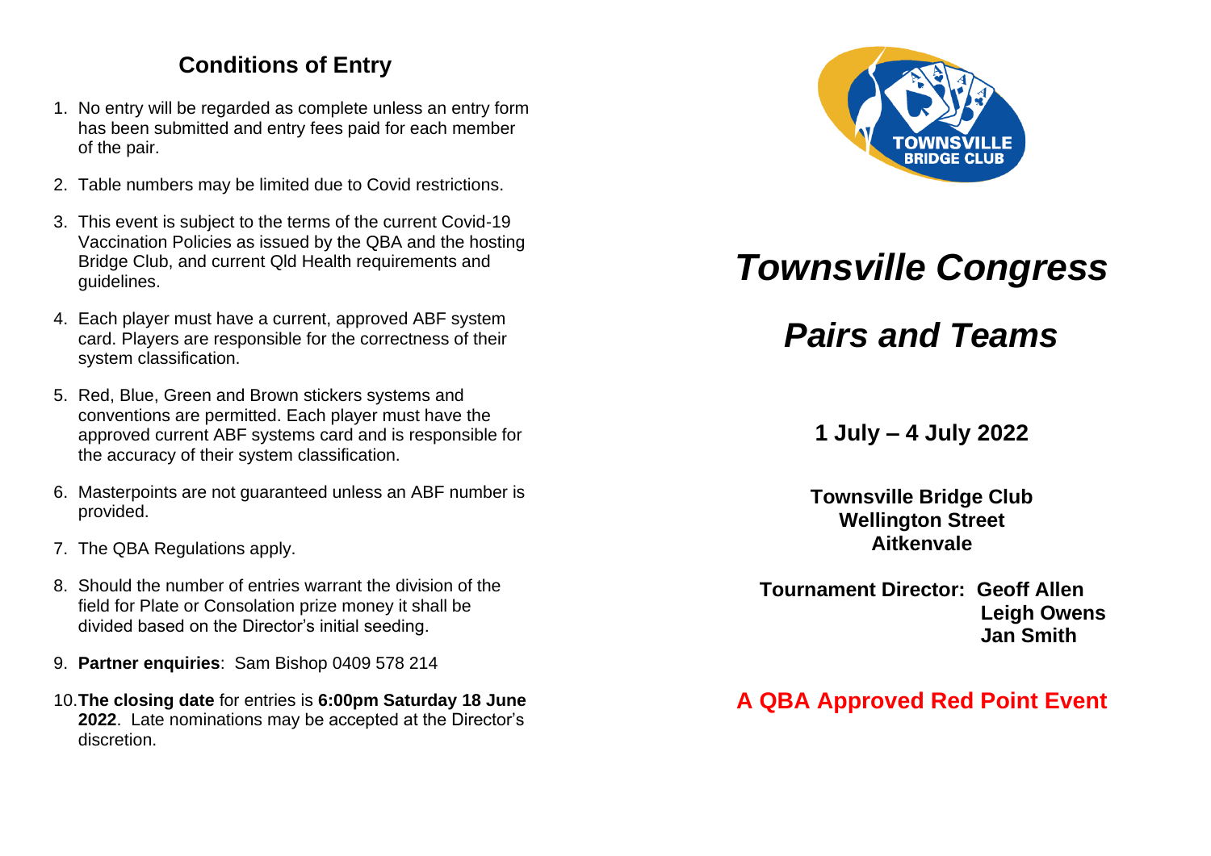## Conditions of Entry

1. No entry will be regarded as complete unless an entry form has been submitted and entry fees paid for each member of the pair.
2. Table numbers may be limited due to Covid restrictions.
3. This event is subject to the terms of the current Covid-19 Vaccination Policies as issued by the QBA and the hosting Bridge Club, and current Qld Health requirements and guidelines.
4. Each player must have a current, approved ABF system card. Players are responsible for the correctness of their system classification.
5. Red, Blue, Green and Brown stickers systems and conventions are permitted. Each player must have the approved current ABF systems card and is responsible for the accuracy of their system classification.
6. Masterpoints are not guaranteed unless an ABF number is provided.
7. The QBA Regulations apply.
8. Should the number of entries warrant the division of the field for Plate or Consolation prize money it shall be divided based on the Director's initial seeding.
9. **Partner enquiries**: Sam Bishop 0409 578 214
10. **The closing date** for entries is **6:00pm Saturday 18 June 2022**. Late nominations may be accepted at the Director's discretion.

TOWNSVILLE BRIDGE CLUB

# *Townsville Congress*

# *Pairs and Teams*

**1 July – 4 July 2022**

**Townsville Bridge Club**
**Wellington Street**
**Aitkenvale**

**Tournament Director: Geoff Allen**
**Leigh Owens**
**Jan Smith**

**A QBA Approved Red Point Event**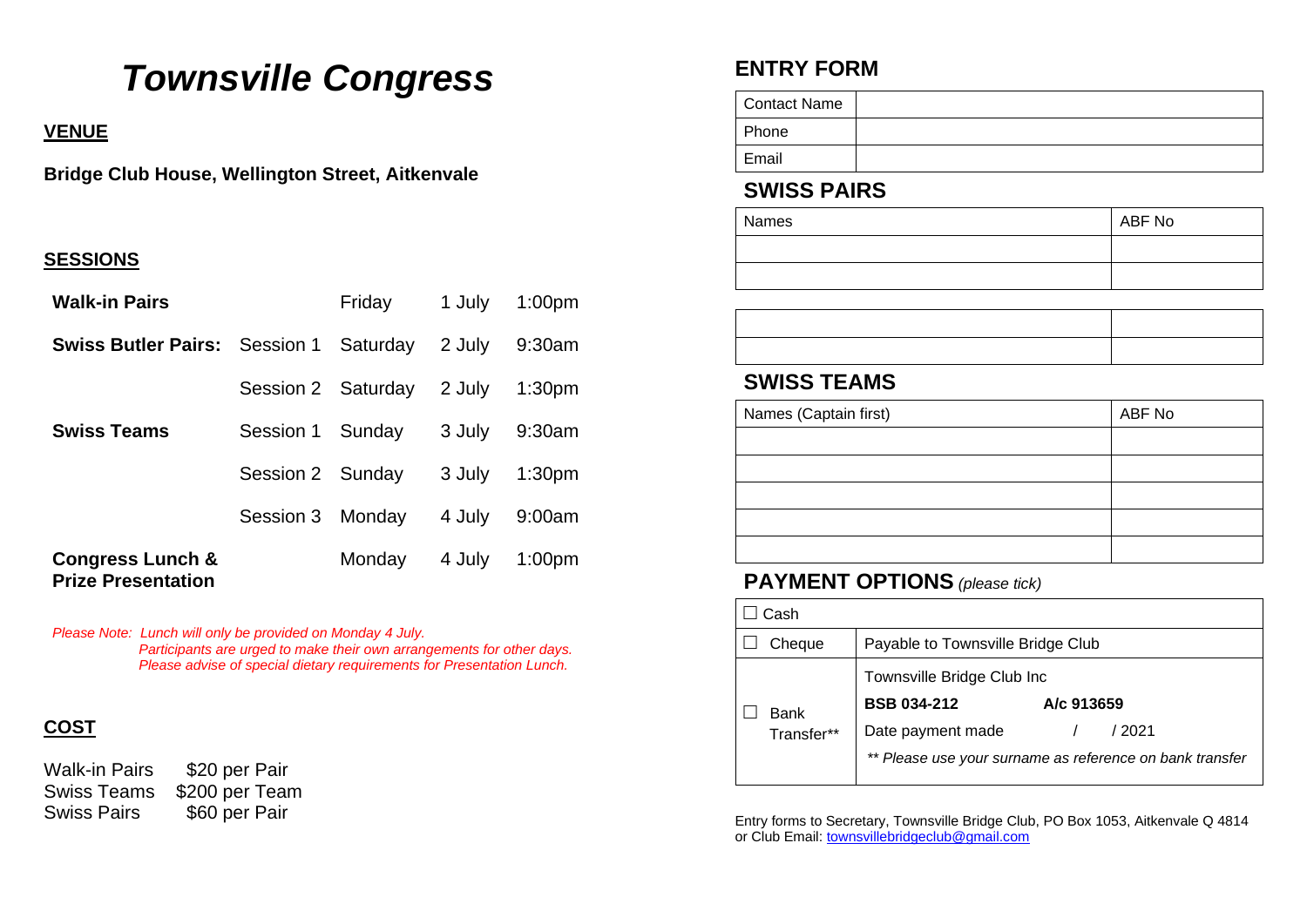# Townsville Congress

## VENUE

**Bridge Club House, Wellington Street, Aitkenvale**

## SESSIONS

| | | | | |
|---|---|---|---|---|
| **Walk-in Pairs** | | Friday | 1 July | 1:00pm |
| **Swiss Butler Pairs:** | Session 1 | Saturday | 2 July | 9:30am |
| | Session 2 | Saturday | 2 July | 1:30pm |
| **Swiss Teams** | Session 1 | Sunday | 3 July | 9:30am |
| | Session 2 | Sunday | 3 July | 1:30pm |
| | Session 3 | Monday | 4 July | 9:00am |
| **Congress Lunch & Prize Presentation** | | Monday | 4 July | 1:00pm |

*Please Note: Lunch will only be provided on Monday 4 July.*
*Participants are urged to make their own arrangements for other days.*
*Please advise of special dietary requirements for Presentation Lunch.*

## COST

Walk-in Pairs $20 per Pair
Swiss Teams $200 per Team
Swiss Pairs $60 per Pair

## ENTRY FORM

| | |
|---|---|
| Contact Name | |
| Phone | |
| Email | |

## SWISS PAIRS

| Names | ABF No |
|---|---|
| | |
| | |

| | |
|---|---|
| | |
| | |

## SWISS TEAMS

| Names (Captain first) | ABF No |
|---|---|
| | |
| | |
| | |
| | |
| | |

## PAYMENT OPTIONS *(please tick)*

| | |
|---|---|
| ☐ Cash | |
| ☐ Cheque | Payable to Townsville Bridge Club |
| ☐ Bank Transfer** | Townsville Bridge Club Inc<br>**BSB 034-212** **A/c 913659**<br>Date payment made / / 2021<br>*** Please use your surname as reference on bank transfer* |

Entry forms to Secretary, Townsville Bridge Club, PO Box 1053, Aitkenvale Q 4814
or Club Email: townsvillebridgeclub@gmail.com